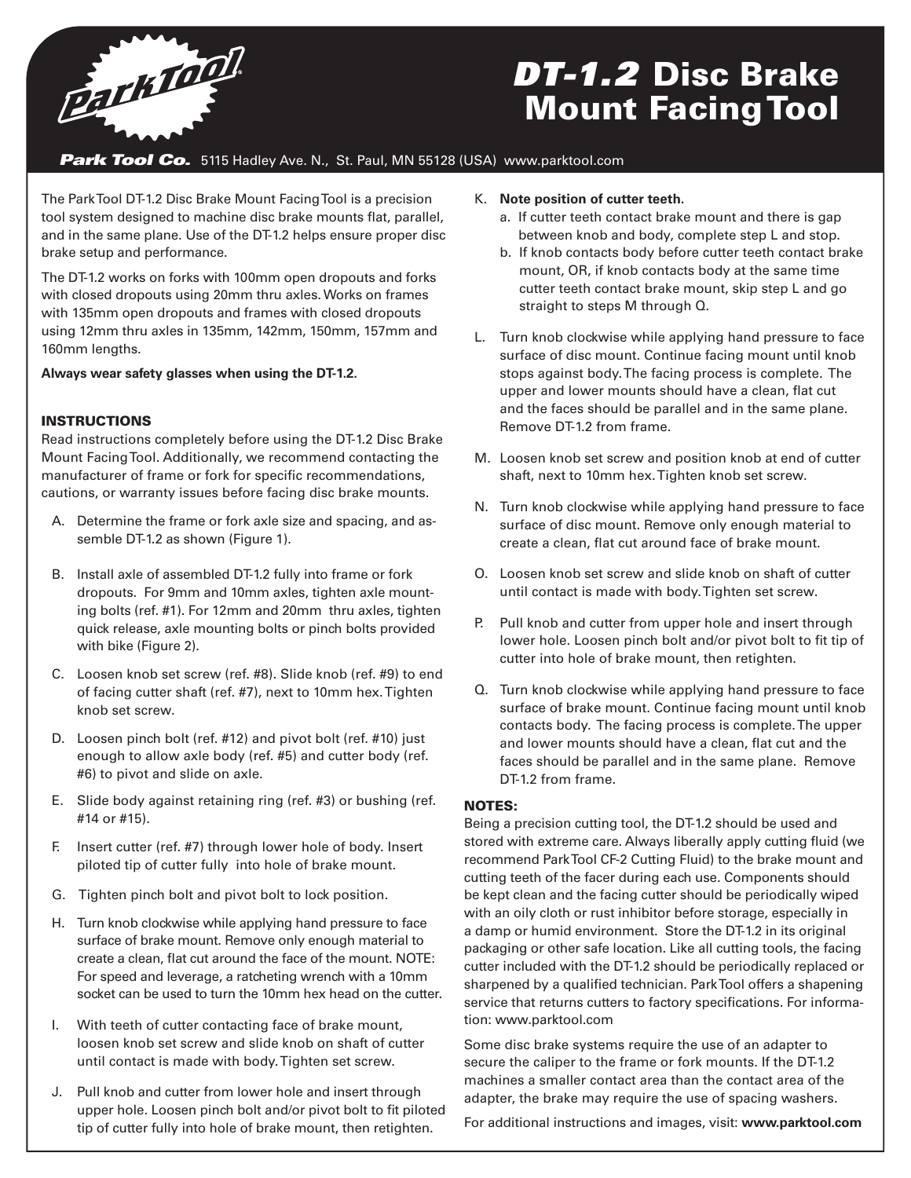# DT-1.2 Disc Brake Mount Facing Tool

**Park Tool Co.** 5115 Hadley Ave. N., St. Paul, MN 55128 (USA) www.parktool.com

The ParkTool DT-1.2 Disc Brake Mount Facing Tool is a precision tool system designed to machine disc brake mounts flat, parallel, and in the same plane. Use of the DT-1.2 helps ensure proper disc brake setup and performance.

The DT-1.2 works on forks with 100mm open dropouts and forks with closed dropouts using 20mm thru axles. Works on frames with 135mm open dropouts and frames with closed dropouts using 12mm thru axles in 135mm, 142mm, 150mm, 157mm and 160mm lengths.

**Always wear safety glasses when using the DT-1.2.**

## INSTRUCTIONS

Read instructions completely before using the DT-1.2 Disc Brake Mount Facing Tool. Additionally, we recommend contacting the manufacturer of frame or fork for specific recommendations, cautions, or warranty issues before facing disc brake mounts.

A. Determine the frame or fork axle size and spacing, and assemble DT-1.2 as shown (Figure 1).

B. Install axle of assembled DT-1.2 fully into frame or fork dropouts. For 9mm and 10mm axles, tighten axle mounting bolts (ref. #1). For 12mm and 20mm thru axles, tighten quick release, axle mounting bolts or pinch bolts provided with bike (Figure 2).

C. Loosen knob set screw (ref. #8). Slide knob (ref. #9) to end of facing cutter shaft (ref. #7), next to 10mm hex. Tighten knob set screw.

D. Loosen pinch bolt (ref. #12) and pivot bolt (ref. #10) just enough to allow axle body (ref. #5) and cutter body (ref. #6) to pivot and slide on axle.

E. Slide body against retaining ring (ref. #3) or bushing (ref. #14 or #15).

F. Insert cutter (ref. #7) through lower hole of body. Insert piloted tip of cutter fully into hole of brake mount.

G. Tighten pinch bolt and pivot bolt to lock position.

H. Turn knob clockwise while applying hand pressure to face surface of brake mount. Remove only enough material to create a clean, flat cut around the face of the mount. NOTE: For speed and leverage, a ratcheting wrench with a 10mm socket can be used to turn the 10mm hex head on the cutter.

I. With teeth of cutter contacting face of brake mount, loosen knob set screw and slide knob on shaft of cutter until contact is made with body. Tighten set screw.

J. Pull knob and cutter from lower hole and insert through upper hole. Loosen pinch bolt and/or pivot bolt to fit piloted tip of cutter fully into hole of brake mount, then retighten.

K. **Note position of cutter teeth.**
   a. If cutter teeth contact brake mount and there is gap between knob and body, complete step L and stop.
   b. If knob contacts body before cutter teeth contact brake mount, OR, if knob contacts body at the same time cutter teeth contact brake mount, skip step L and go straight to steps M through Q.

L. Turn knob clockwise while applying hand pressure to face surface of disc mount. Continue facing mount until knob stops against body. The facing process is complete. The upper and lower mounts should have a clean, flat cut and the faces should be parallel and in the same plane. Remove DT-1.2 from frame.

M. Loosen knob set screw and position knob at end of cutter shaft, next to 10mm hex. Tighten knob set screw.

N. Turn knob clockwise while applying hand pressure to face surface of disc mount. Remove only enough material to create a clean, flat cut around face of brake mount.

O. Loosen knob set screw and slide knob on shaft of cutter until contact is made with body. Tighten set screw.

P. Pull knob and cutter from upper hole and insert through lower hole. Loosen pinch bolt and/or pivot bolt to fit tip of cutter into hole of brake mount, then retighten.

Q. Turn knob clockwise while applying hand pressure to face surface of brake mount. Continue facing mount until knob contacts body. The facing process is complete. The upper and lower mounts should have a clean, flat cut and the faces should be parallel and in the same plane. Remove DT-1.2 from frame.

## NOTES:

Being a precision cutting tool, the DT-1.2 should be used and stored with extreme care. Always liberally apply cutting fluid (we recommend ParkTool CF-2 Cutting Fluid) to the brake mount and cutting teeth of the facer during each use. Components should be kept clean and the facing cutter should be periodically wiped with an oily cloth or rust inhibitor before storage, especially in a damp or humid environment. Store the DT-1.2 in its original packaging or other safe location. Like all cutting tools, the facing cutter included with the DT-1.2 should be periodically replaced or sharpened by a qualified technician. ParkTool offers a shapening service that returns cutters to factory specifications. For information: www.parktool.com

Some disc brake systems require the use of an adapter to secure the caliper to the frame or fork mounts. If the DT-1.2 machines a smaller contact area than the contact area of the adapter, the brake may require the use of spacing washers.

For additional instructions and images, visit: **www.parktool.com**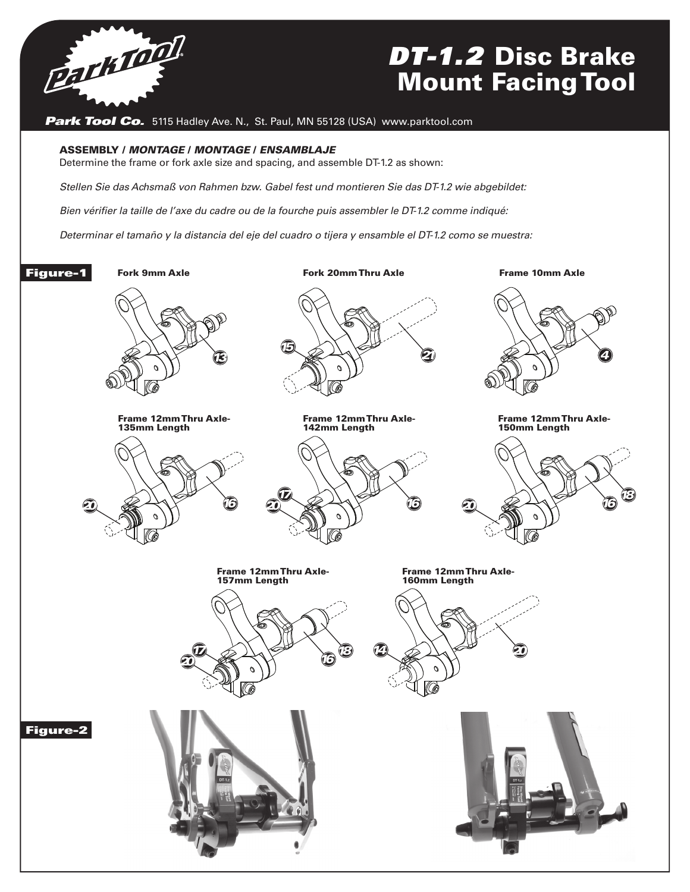# *DT-1.2* Disc Brake Mount Facing Tool

**Park Tool Co.** 5115 Hadley Ave. N., St. Paul, MN 55128 (USA) www.parktool.com

**ASSEMBLY / *MONTAGE / MONTAGE / ENSAMBLAJE***

Determine the frame or fork axle size and spacing, and assemble DT-1.2 as shown:

*Stellen Sie das Achsmaß von Rahmen bzw. Gabel fest und montieren Sie das DT-1.2 wie abgebildet:*

*Bien vérifier la taille de l'axe du cadre ou de la fourche puis assembler le DT-1.2 comme indiqué:*

*Determinar el tamaño y la distancia del eje del cuadro o tijera y ensamble el DT-1.2 como se muestra:*

**Figure-1**

**Fork 9mm Axle** — 13

**Fork 20mm Thru Axle** — 15, 21

**Frame 10mm Axle** — 4

**Frame 12mm Thru Axle-135mm Length** — 20, 16

**Frame 12mm Thru Axle-142mm Length** — 17, 20, 16

**Frame 12mm Thru Axle-150mm Length** — 20, 16, 18

**Frame 12mm Thru Axle-157mm Length** — 17, 20, 16, 18

**Frame 12mm Thru Axle-160mm Length** — 14, 20

**Figure-2**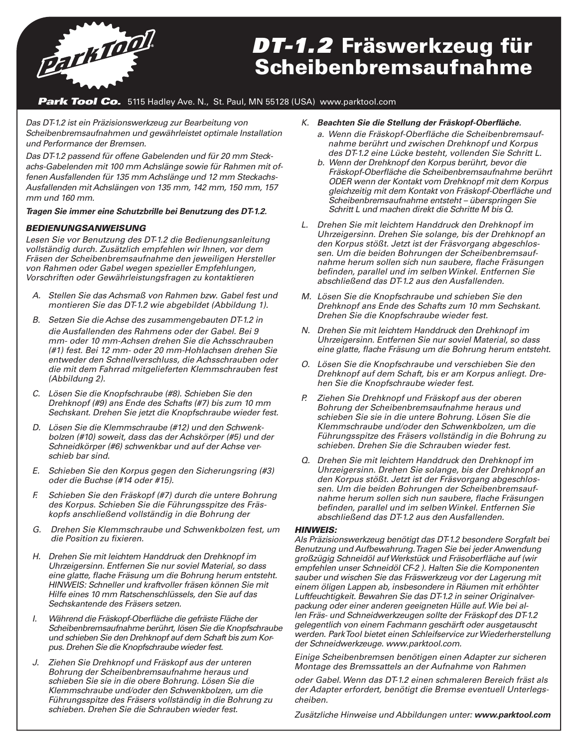# DT-1.2 Fräswerkzeug für Scheibenbremsaufnahme

**Park Tool Co.** 5115 Hadley Ave. N., St. Paul, MN 55128 (USA) www.parktool.com

*Das DT-1.2 ist ein Präzisionswerkzeug zur Bearbeitung von Scheibenbremsaufnahmen und gewährleistet optimale Installation und Performance der Bremsen.*

*Das DT-1.2 passend für offene Gabelenden und für 20 mm Steckachs-Gabelenden mit 100 mm Achslänge sowie für Rahmen mit offenen Ausfallenden für 135 mm Achslänge und 12 mm Steckachs-Ausfallenden mit Achslängen von 135 mm, 142 mm, 150 mm, 157 mm und 160 mm.*

***Tragen Sie immer eine Schutzbrille bei Benutzung des DT-1.2.***

### *BEDIENUNGSANWEISUNG*

*Lesen Sie vor Benutzung des DT-1.2 die Bedienungsanleitung vollständig durch. Zusätzlich empfehlen wir Ihnen, vor dem Fräsen der Scheibenbremsaufnahme den jeweiligen Hersteller von Rahmen oder Gabel wegen spezieller Empfehlungen, Vorschriften oder Gewährleistungsfragen zu kontaktieren*

A. *Stellen Sie das Achsmaß von Rahmen bzw. Gabel fest und montieren Sie das DT-1.2 wie abgebildet (Abbildung 1).*

B. *Setzen Sie die Achse des zusammengebauten DT-1.2 in die Ausfallenden des Rahmens oder der Gabel. Bei 9 mm- oder 10 mm-Achsen drehen Sie die Achsschrauben (#1) fest. Bei 12 mm- oder 20 mm-Hohlachsen drehen Sie entweder den Schnellverschluss, die Achsschrauben oder die mit dem Fahrrad mitgelieferten Klemmschrauben fest (Abbildung 2).*

C. *Lösen Sie die Knopfschraube (#8). Schieben Sie den Drehknopf (#9) ans Ende des Schafts (#7) bis zum 10 mm Sechskant. Drehen Sie jetzt die Knopfschraube wieder fest.*

D. *Lösen Sie die Klemmschraube (#12) und den Schwenkbolzen (#10) soweit, dass das der Achskörper (#5) und der Schneidkörper (#6) schwenkbar und auf der Achse verschieb bar sind.*

E. *Schieben Sie den Korpus gegen den Sicherungsring (#3) oder die Buchse (#14 oder #15).*

F. *Schieben Sie den Fräskopf (#7) durch die untere Bohrung des Korpus. Schieben Sie die Führungsspitze des Fräskopfs anschließend vollständig in die Bohrung der*

G. *Drehen Sie Klemmschraube und Schwenkbolzen fest, um die Position zu fixieren.*

H. *Drehen Sie mit leichtem Handdruck den Drehknopf im Uhrzeigersinn. Entfernen Sie nur soviel Material, so dass eine glatte, flache Fräsung um die Bohrung herum entsteht. HINWEIS: Schneller und kraftvoller fräsen können Sie mit Hilfe eines 10 mm Ratschenschlüssels, den Sie auf das Sechskantende des Fräsers setzen.*

I. *Während die Fräskopf-Oberfläche die gefräste Fläche der Scheibenbremsaufnahme berührt, lösen Sie die Knopfschraube und schieben Sie den Drehknopf auf dem Schaft bis zum Korpus. Drehen Sie die Knopfschraube wieder fest.*

J. *Ziehen Sie Drehknopf und Fräskopf aus der unteren Bohrung der Scheibenbremsaufnahme heraus und schieben Sie sie in die obere Bohrung. Lösen Sie die Klemmschraube und/oder den Schwenkbolzen, um die Führungsspitze des Fräsers vollständig in die Bohrung zu schieben. Drehen Sie die Schrauben wieder fest.*

K. ***Beachten Sie die Stellung der Fräskopf-Oberfläche.***
   a. *Wenn die Fräskopf-Oberfläche die Scheibenbremsaufnahme berührt und zwischen Drehknopf und Korpus des DT-1.2 eine Lücke besteht, vollenden Sie Schritt L.*
   b. *Wenn der Drehknopf den Korpus berührt, bevor die Fräskopf-Oberfläche die Scheibenbremsaufnahme berührt ODER wenn der Kontakt vom Drehknopf mit dem Korpus gleichzeitig mit dem Kontakt von Fräskopf-Oberfläche und Scheibenbremsaufnahme entsteht – überspringen Sie Schritt L und machen direkt die Schritte M bis Q.*

L. *Drehen Sie mit leichtem Handdruck den Drehknopf im Uhrzeigersinn. Drehen Sie solange, bis der Drehknopf an den Korpus stößt. Jetzt ist der Fräsvorgang abgeschlossen. Um die beiden Bohrungen der Scheibenbremsaufnahme herum sollen sich nun saubere, flache Fräsungen befinden, parallel und im selben Winkel. Entfernen Sie abschließend das DT-1.2 aus den Ausfallenden.*

M. *Lösen Sie die Knopfschraube und schieben Sie den Drehknopf ans Ende des Schafts zum 10 mm Sechskant. Drehen Sie die Knopfschraube wieder fest.*

N. *Drehen Sie mit leichtem Handdruck den Drehknopf im Uhrzeigersinn. Entfernen Sie nur soviel Material, so dass eine glatte, flache Fräsung um die Bohrung herum entsteht.*

O. *Lösen Sie die Knopfschraube und verschieben Sie den Drehknopf auf dem Schaft, bis er am Korpus anliegt. Drehen Sie die Knopfschraube wieder fest.*

P. *Ziehen Sie Drehknopf und Fräskopf aus der oberen Bohrung der Scheibenbremsaufnahme heraus und schieben Sie sie in die untere Bohrung. Lösen Sie die Klemmschraube und/oder den Schwenkbolzen, um die Führungsspitze des Fräsers vollständig in die Bohrung zu schieben. Drehen Sie die Schrauben wieder fest.*

Q. *Drehen Sie mit leichtem Handdruck den Drehknopf im Uhrzeigersinn. Drehen Sie solange, bis der Drehknopf an den Korpus stößt. Jetzt ist der Fräsvorgang abgeschlossen. Um die beiden Bohrungen der Scheibenbremsaufnahme herum sollen sich nun saubere, flache Fräsungen befinden, parallel und im selben Winkel. Entfernen Sie abschließend das DT-1.2 aus den Ausfallenden.*

### *HINWEIS:*

*Als Präzisionswerkzeug benötigt das DT-1.2 besondere Sorgfalt bei Benutzung und Aufbewahrung. Tragen Sie bei jeder Anwendung großzügig Schneidöl auf Werkstück und Fräsoberfläche auf (wir empfehlen unser Schneidöl CF-2 ). Halten Sie die Komponenten sauber und wischen Sie das Fräswerkzeug vor der Lagerung mit einem öligen Lappen ab, insbesondere in Räumen mit erhöhter Luftfeuchtigkeit. Bewahren Sie das DT-1.2 in seiner Originalverpackung oder einer anderen geeigneten Hülle auf. Wie bei allen Fräs- und Schneidwerkzeugen sollte der Fräskopf des DT-1.2 gelegentlich von einem Fachmann geschärft oder ausgetauscht werden. Park Tool bietet einen Schleifservice zur Wiederherstellung der Schneidwerkzeuge. www.parktool.com.*

*Einige Scheibenbremsen benötigen einen Adapter zur sicheren Montage des Bremssattels an der Aufnahme von Rahmen oder Gabel. Wenn das DT-1.2 einen schmaleren Bereich fräst als der Adapter erfordert, benötigt die Bremse eventuell Unterlegscheiben.*

*Zusätzliche Hinweise und Abbildungen unter:* ***www.parktool.com***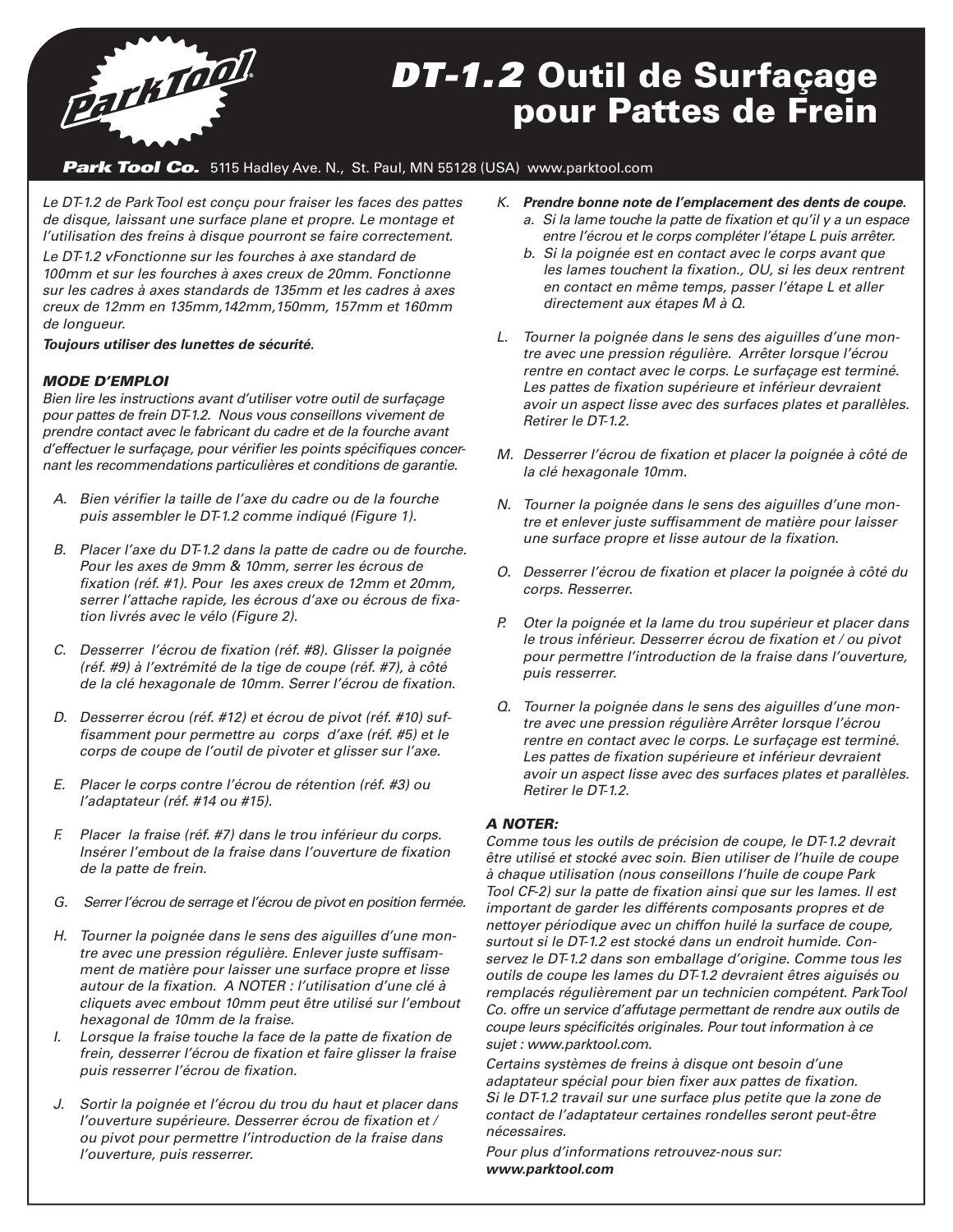# *DT-1.2* Outil de Surfaçage pour Pattes de Frein

**Park Tool Co.** 5115 Hadley Ave. N., St. Paul, MN 55128 (USA) www.parktool.com

*Le DT-1.2 de Park Tool est conçu pour fraiser les faces des pattes de disque, laissant une surface plane et propre. Le montage et l'utilisation des freins à disque pourront se faire correctement.*

*Le DT-1.2 vFonctionne sur les fourches à axe standard de 100mm et sur les fourches à axes creux de 20mm. Fonctionne sur les cadres à axes standards de 135mm et les cadres à axes creux de 12mm en 135mm,142mm,150mm, 157mm et 160mm de longueur.*

***Toujours utiliser des lunettes de sécurité.***

### *MODE D'EMPLOI*

*Bien lire les instructions avant d'utiliser votre outil de surfaçage pour pattes de frein DT-1.2. Nous vous conseillons vivement de prendre contact avec le fabricant du cadre et de la fourche avant d'effectuer le surfaçage, pour vérifier les points spécifiques concernant les recommendations particulières et conditions de garantie.*

A. *Bien vérifier la taille de l'axe du cadre ou de la fourche puis assembler le DT-1.2 comme indiqué (Figure 1).*

B. *Placer l'axe du DT-1.2 dans la patte de cadre ou de fourche. Pour les axes de 9mm & 10mm, serrer les écrous de fixation (réf. #1). Pour les axes creux de 12mm et 20mm, serrer l'attache rapide, les écrous d'axe ou écrous de fixation livrés avec le vélo (Figure 2).*

C. *Desserrer l'écrou de fixation (réf. #8). Glisser la poignée (réf. #9) à l'extrémité de la tige de coupe (réf. #7), à côté de la clé hexagonale de 10mm. Serrer l'écrou de fixation.*

D. *Desserrer écrou (réf. #12) et écrou de pivot (réf. #10) suffisamment pour permettre au corps d'axe (réf. #5) et le corps de coupe de l'outil de pivoter et glisser sur l'axe.*

E. *Placer le corps contre l'écrou de rétention (réf. #3) ou l'adaptateur (réf. #14 ou #15).*

F. *Placer la fraise (réf. #7) dans le trou inférieur du corps. Insérer l'embout de la fraise dans l'ouverture de fixation de la patte de frein.*

G. *Serrer l'écrou de serrage et l'écrou de pivot en position fermée.*

H. *Tourner la poignée dans le sens des aiguilles d'une montre avec une pression régulière. Enlever juste suffisamment de matière pour laisser une surface propre et lisse autour de la fixation. A NOTER : l'utilisation d'une clé à cliquets avec embout 10mm peut être utilisé sur l'embout hexagonal de 10mm de la fraise.*

I. *Lorsque la fraise touche la face de la patte de fixation de frein, desserrer l'écrou de fixation et faire glisser la fraise puis resserrer l'écrou de fixation.*

J. *Sortir la poignée et l'écrou du trou du haut et placer dans l'ouverture supérieure. Desserrer écrou de fixation et / ou pivot pour permettre l'introduction de la fraise dans l'ouverture, puis resserrer.*

K. ***Prendre bonne note de l'emplacement des dents de coupe.***
   a. *Si la lame touche la patte de fixation et qu'il y a un espace entre l'écrou et le corps compléter l'étape L puis arrêter.*
   b. *Si la poignée est en contact avec le corps avant que les lames touchent la fixation., OU, si les deux rentrent en contact en même temps, passer l'étape L et aller directement aux étapes M à Q.*

L. *Tourner la poignée dans le sens des aiguilles d'une montre avec une pression régulière. Arrêter lorsque l'écrou rentre en contact avec le corps. Le surfaçage est terminé. Les pattes de fixation supérieure et inférieur devraient avoir un aspect lisse avec des surfaces plates et parallèles. Retirer le DT-1.2.*

M. *Desserrer l'écrou de fixation et placer la poignée à côté de la clé hexagonale 10mm.*

N. *Tourner la poignée dans le sens des aiguilles d'une montre et enlever juste suffisamment de matière pour laisser une surface propre et lisse autour de la fixation.*

O. *Desserrer l'écrou de fixation et placer la poignée à côté du corps. Resserrer.*

P. *Oter la poignée et la lame du trou supérieur et placer dans le trous inférieur. Desserrer écrou de fixation et / ou pivot pour permettre l'introduction de la fraise dans l'ouverture, puis resserrer.*

Q. *Tourner la poignée dans le sens des aiguilles d'une montre avec une pression régulière Arrêter lorsque l'écrou rentre en contact avec le corps. Le surfaçage est terminé. Les pattes de fixation supérieure et inférieur devraient avoir un aspect lisse avec des surfaces plates et parallèles. Retirer le DT-1.2.*

### *A NOTER:*

*Comme tous les outils de précision de coupe, le DT-1.2 devrait être utilisé et stocké avec soin. Bien utiliser de l'huile de coupe à chaque utilisation (nous conseillons l'huile de coupe Park Tool CF-2) sur la patte de fixation ainsi que sur les lames. Il est important de garder les différents composants propres et de nettoyer périodique avec un chiffon huilé la surface de coupe, surtout si le DT-1.2 est stocké dans un endroit humide. Conservez le DT-1.2 dans son emballage d'origine. Comme tous les outils de coupe les lames du DT-1.2 devraient êtres aiguisés ou remplacés régulièrement par un technicien compétent. Park Tool Co. offre un service d'affutage permettant de rendre aux outils de coupe leurs spécificités originales. Pour tout information à ce sujet : www.parktool.com.*

*Certains systèmes de freins à disque ont besoin d'une adaptateur spécial pour bien fixer aux pattes de fixation. Si le DT-1.2 travail sur une surface plus petite que la zone de contact de l'adaptateur certaines rondelles seront peut-être nécessaires.*

*Pour plus d'informations retrouvez-nous sur:*
***www.parktool.com***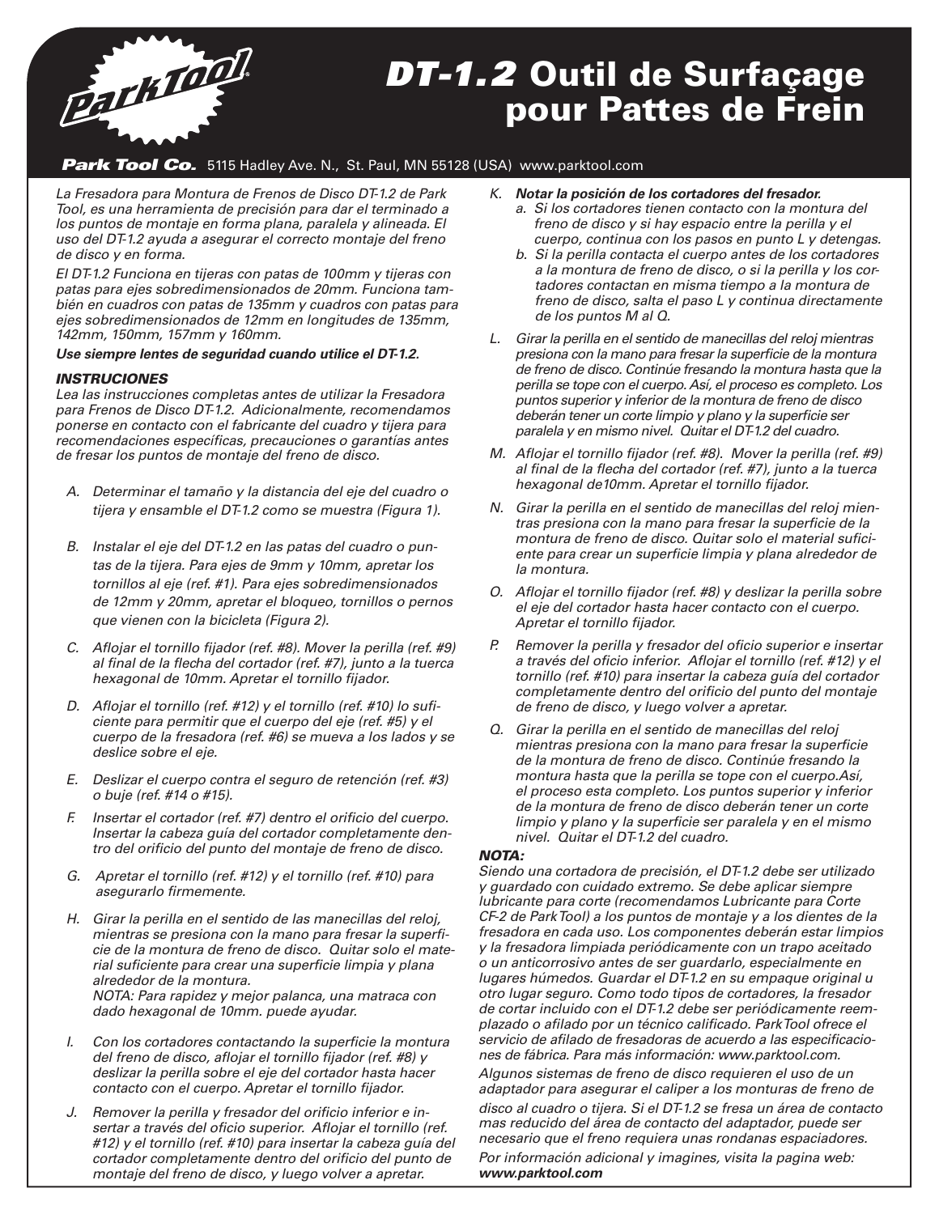# *DT-1.2* Outil de Surfaçage pour Pattes de Frein

***Park Tool Co.*** 5115 Hadley Ave. N., St. Paul, MN 55128 (USA) www.parktool.com

*La Fresadora para Montura de Frenos de Disco DT-1.2 de Park Tool, es una herramienta de precisión para dar el terminado a los puntos de montaje en forma plana, paralela y alineada. El uso del DT-1.2 ayuda a asegurar el correcto montaje del freno de disco y en forma.*

*El DT-1.2 Funciona en tijeras con patas de 100mm y tijeras con patas para ejes sobredimensionados de 20mm. Funciona también en cuadros con patas de 135mm y cuadros con patas para ejes sobredimensionados de 12mm en longitudes de 135mm, 142mm, 150mm, 157mm y 160mm.*

***Use siempre lentes de seguridad cuando utilice el DT-1.2.***

***INSTRUCIONES***

*Lea las instrucciones completas antes de utilizar la Fresadora para Frenos de Disco DT-1.2. Adicionalmente, recomendamos ponerse en contacto con el fabricante del cuadro y tijera para recomendaciones específicas, precauciones o garantías antes de fresar los puntos de montaje del freno de disco.*

A. *Determinar el tamaño y la distancia del eje del cuadro o tijera y ensamble el DT-1.2 como se muestra (Figura 1).*

B. *Instalar el eje del DT-1.2 en las patas del cuadro o puntas de la tijera. Para ejes de 9mm y 10mm, apretar los tornillos al eje (ref. #1). Para ejes sobredimensionados de 12mm y 20mm, apretar el bloqueo, tornillos o pernos que vienen con la bicicleta (Figura 2).*

C. *Aflojar el tornillo fijador (ref. #8). Mover la perilla (ref. #9) al final de la flecha del cortador (ref. #7), junto a la tuerca hexagonal de 10mm. Apretar el tornillo fijador.*

D. *Aflojar el tornillo (ref. #12) y el tornillo (ref. #10) lo suficiente para permitir que el cuerpo del eje (ref. #5) y el cuerpo de la fresadora (ref. #6) se mueva a los lados y se deslice sobre el eje.*

E. *Deslizar el cuerpo contra el seguro de retención (ref. #3) o buje (ref. #14 o #15).*

F. *Insertar el cortador (ref. #7) dentro el orificio del cuerpo. Insertar la cabeza guía del cortador completamente dentro del orificio del punto del montaje de freno de disco.*

G. *Apretar el tornillo (ref. #12) y el tornillo (ref. #10) para asegurarlo firmemente.*

H. *Girar la perilla en el sentido de las manecillas del reloj, mientras se presiona con la mano para fresar la superficie de la montura de freno de disco. Quitar solo el material suficiente para crear una superficie limpia y plana alrededor de la montura.*
   *NOTA: Para rapidez y mejor palanca, una matraca con dado hexagonal de 10mm. puede ayudar.*

I. *Con los cortadores contactando la superficie la montura del freno de disco, aflojar el tornillo fijador (ref. #8) y deslizar la perilla sobre el eje del cortador hasta hacer contacto con el cuerpo. Apretar el tornillo fijador.*

J. *Remover la perilla y fresador del orificio inferior e insertar a través del oficio superior. Aflojar el tornillo (ref. #12) y el tornillo (ref. #10) para insertar la cabeza guía del cortador completamente dentro del orificio del punto de montaje del freno de disco, y luego volver a apretar.*

K. ***Notar la posición de los cortadores del fresador.***
   a. *Si los cortadores tienen contacto con la montura del freno de disco y si hay espacio entre la perilla y el cuerpo, continua con los pasos en punto L y detengas.*
   b. *Si la perilla contacta el cuerpo antes de los cortadores a la montura de freno de disco, o si la perilla y los cortadores contactan en misma tiempo a la montura de freno de disco, salta el paso L y continua directamente de los puntos M al Q.*

L. *Girar la perilla en el sentido de manecillas del reloj mientras presiona con la mano para fresar la superficie de la montura de freno de disco. Continúe fresando la montura hasta que la perilla se tope con el cuerpo. Así, el proceso es completo. Los puntos superior y inferior de la montura de freno de disco deberán tener un corte limpio y plano y la superficie ser paralela y en mismo nivel. Quitar el DT-1.2 del cuadro.*

M. *Aflojar el tornillo fijador (ref. #8). Mover la perilla (ref. #9) al final de la flecha del cortador (ref. #7), junto a la tuerca hexagonal de10mm. Apretar el tornillo fijador.*

N. *Girar la perilla en el sentido de manecillas del reloj mientras presiona con la mano para fresar la superficie de la montura de freno de disco. Quitar solo el material suficiente para crear un superficie limpia y plana alrededor de la montura.*

O. *Aflojar el tornillo fijador (ref. #8) y deslizar la perilla sobre el eje del cortador hasta hacer contacto con el cuerpo. Apretar el tornillo fijador.*

P. *Remover la perilla y fresador del oficio superior e insertar a través del oficio inferior. Aflojar el tornillo (ref. #12) y el tornillo (ref. #10) para insertar la cabeza guía del cortador completamente dentro del orificio del punto del montaje de freno de disco, y luego volver a apretar.*

Q. *Girar la perilla en el sentido de manecillas del reloj mientras presiona con la mano para fresar la superficie de la montura de freno de disco. Continúe fresando la montura hasta que la perilla se tope con el cuerpo.Así, el proceso esta completo. Los puntos superior y inferior de la montura de freno de disco deberán tener un corte limpio y plano y la superficie ser paralela y en el mismo nivel. Quitar el DT-1.2 del cuadro.*

***NOTA:***

*Siendo una cortadora de precisión, el DT-1.2 debe ser utilizado y guardado con cuidado extremo. Se debe aplicar siempre lubricante para corte (recomendamos Lubricante para Corte CF-2 de ParkTool) a los puntos de montaje y a los dientes de la fresadora en cada uso. Los componentes deberán estar limpios y la fresadora limpiada periódicamente con un trapo aceitado o un anticorrosivo antes de ser guardarlo, especialmente en lugares húmedos. Guardar el DT-1.2 en su empaque original u otro lugar seguro. Como todo tipos de cortadores, la fresador de cortar incluido con el DT-1.2 debe ser periódicamente reemplazado o afilado por un técnico calificado. ParkTool ofrece el servicio de afilado de fresadoras de acuerdo a las especificaciones de fábrica. Para más información: www.parktool.com.*

*Algunos sistemas de freno de disco requieren el uso de un adaptador para asegurar el caliper a los monturas de freno de disco al cuadro o tijera. Si el DT-1.2 se fresa un área de contacto mas reducido del área de contacto del adaptador, puede ser necesario que el freno requiera unas rondanas espaciadoras.*

*Por información adicional y imagines, visita la pagina web:* ***www.parktool.com***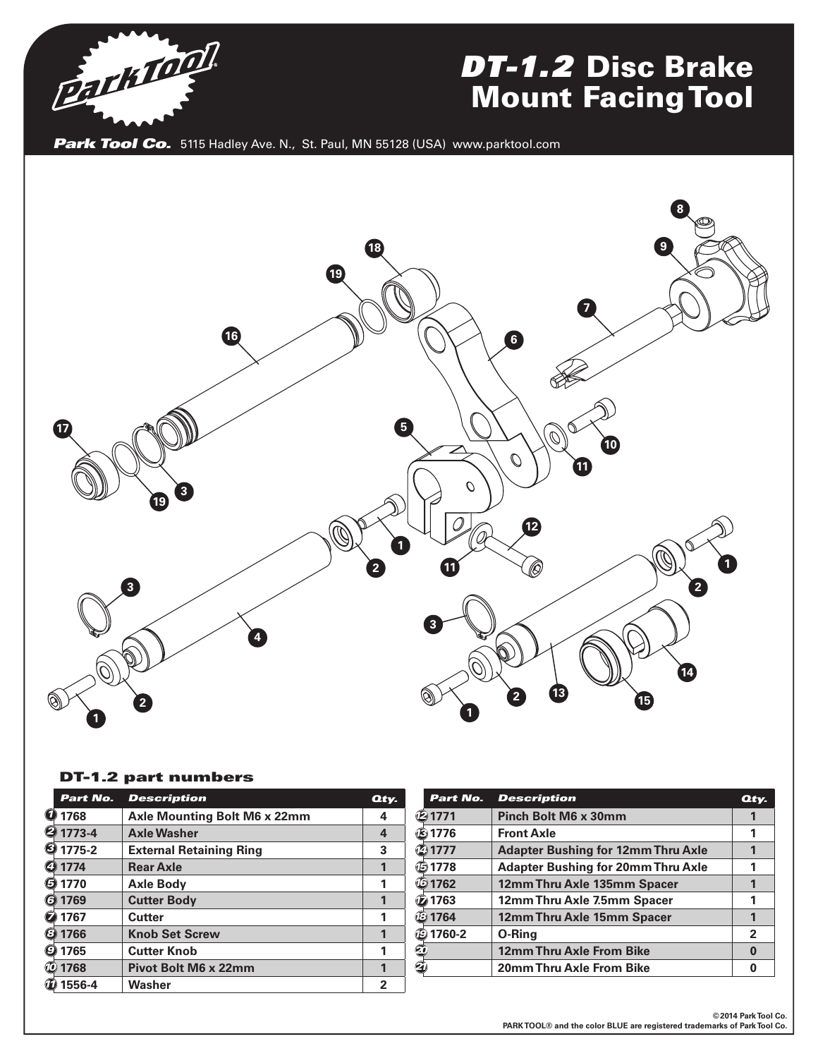# *DT-1.2* Disc Brake Mount Facing Tool

***Park Tool Co.*** 5115 Hadley Ave. N., St. Paul, MN 55128 (USA) www.parktool.com

## DT-1.2 part numbers

| | *Part No.* | *Description* | *Qty.* |
|---|---|---|---|
| 1 | 1768 | Axle Mounting Bolt M6 x 22mm | 4 |
| 2 | 1773-4 | Axle Washer | 4 |
| 3 | 1775-2 | External Retaining Ring | 3 |
| 4 | 1774 | Rear Axle | 1 |
| 5 | 1770 | Axle Body | 1 |
| 6 | 1769 | Cutter Body | 1 |
| 7 | 1767 | Cutter | 1 |
| 8 | 1766 | Knob Set Screw | 1 |
| 9 | 1765 | Cutter Knob | 1 |
| 10 | 1768 | Pivot Bolt M6 x 22mm | 1 |
| 11 | 1556-4 | Washer | 2 |
| 12 | 1771 | Pinch Bolt M6 x 30mm | 1 |
| 13 | 1776 | Front Axle | 1 |
| 14 | 1777 | Adapter Bushing for 12mm Thru Axle | 1 |
| 15 | 1778 | Adapter Bushing for 20mm Thru Axle | 1 |
| 16 | 1762 | 12mm Thru Axle 135mm Spacer | 1 |
| 17 | 1763 | 12mm Thru Axle 7.5mm Spacer | 1 |
| 18 | 1764 | 12mm Thru Axle 15mm Spacer | 1 |
| 19 | 1760-2 | O-Ring | 2 |
| 20 | | 12mm Thru Axle From Bike | 0 |
| 21 | | 20mm Thru Axle From Bike | 0 |

©2014 Park Tool Co.
PARK TOOL® and the color BLUE are registered trademarks of Park Tool Co.